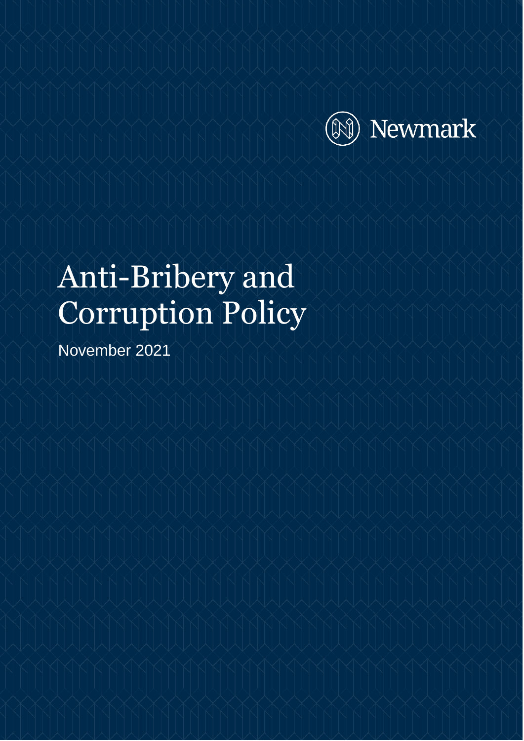Newmark

# Anti-Bribery and Corruption Policy

November 2021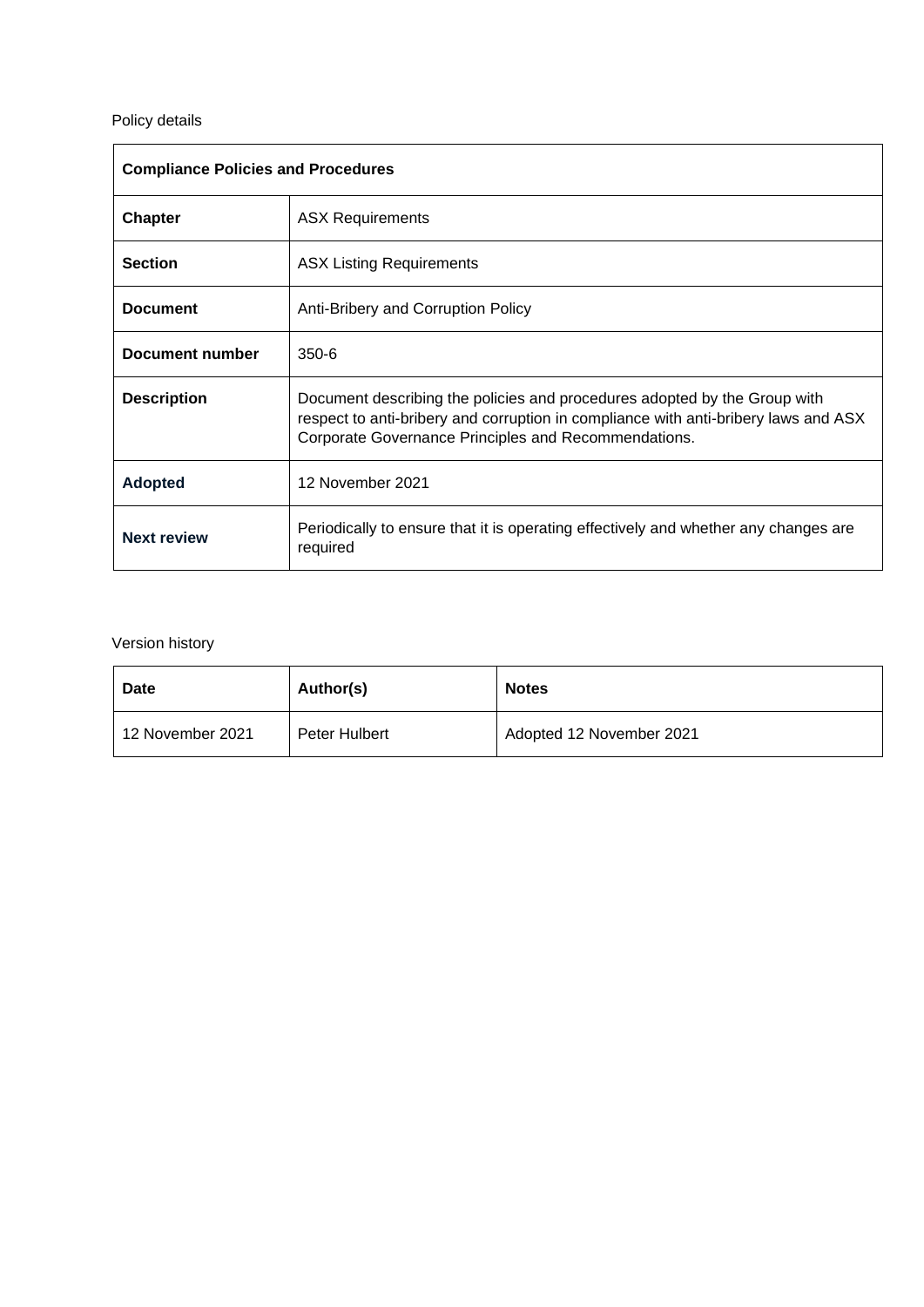Policy details

| Compliance Policies and Procedures | |
|---|---|
| **Chapter** | ASX Requirements |
| **Section** | ASX Listing Requirements |
| **Document** | Anti-Bribery and Corruption Policy |
| **Document number** | 350-6 |
| **Description** | Document describing the policies and procedures adopted by the Group with respect to anti-bribery and corruption in compliance with anti-bribery laws and ASX Corporate Governance Principles and Recommendations. |
| **Adopted** | 12 November 2021 |
| **Next review** | Periodically to ensure that it is operating effectively and whether any changes are required |

Version history

| Date | Author(s) | Notes |
|---|---|---|
| 12 November 2021 | Peter Hulbert | Adopted 12 November 2021 |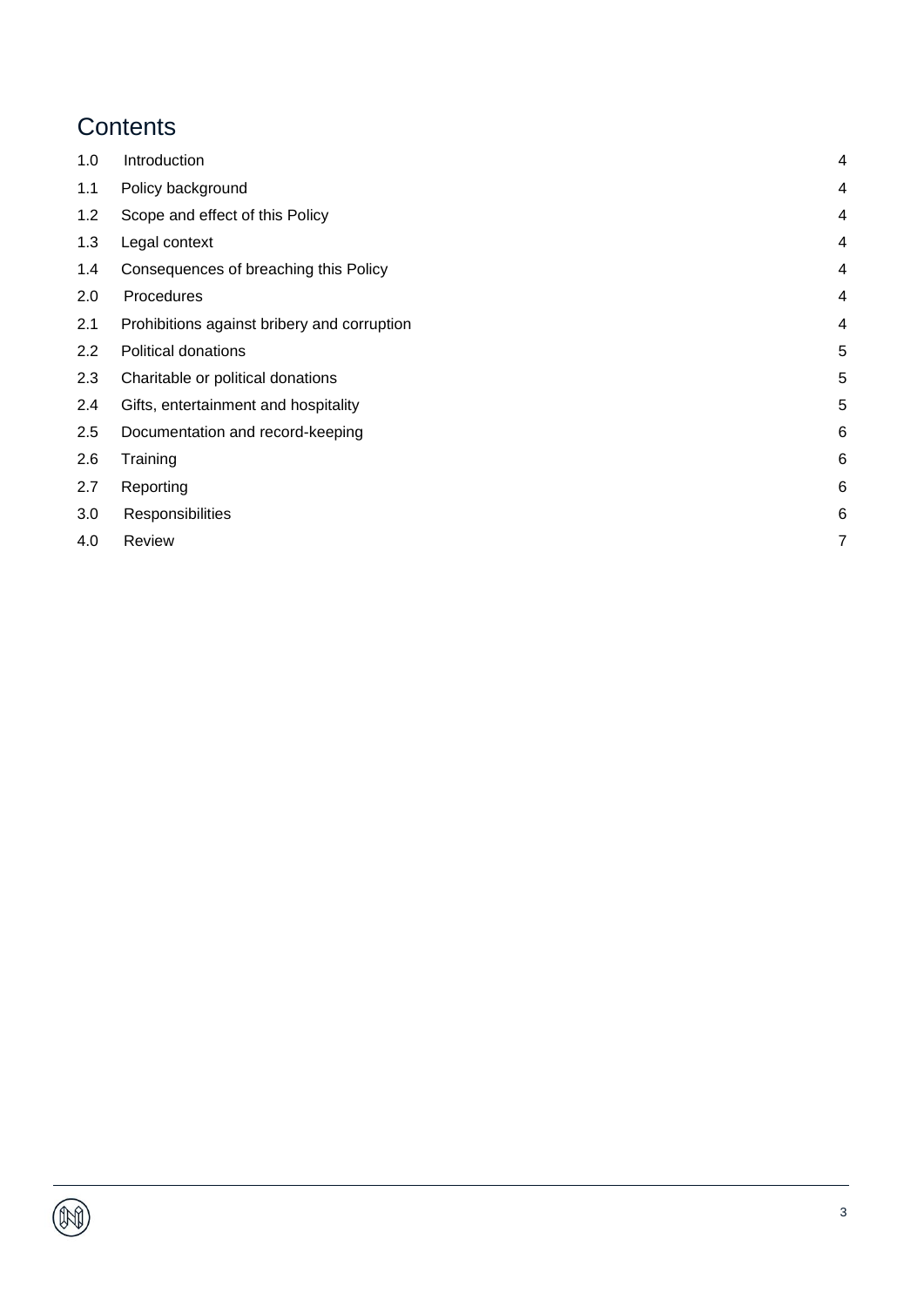# Contents

| | | |
|---|---|---|
| 1.0 | Introduction | 4 |
| 1.1 | Policy background | 4 |
| 1.2 | Scope and effect of this Policy | 4 |
| 1.3 | Legal context | 4 |
| 1.4 | Consequences of breaching this Policy | 4 |
| 2.0 | Procedures | 4 |
| 2.1 | Prohibitions against bribery and corruption | 4 |
| 2.2 | Political donations | 5 |
| 2.3 | Charitable or political donations | 5 |
| 2.4 | Gifts, entertainment and hospitality | 5 |
| 2.5 | Documentation and record-keeping | 6 |
| 2.6 | Training | 6 |
| 2.7 | Reporting | 6 |
| 3.0 | Responsibilities | 6 |
| 4.0 | Review | 7 |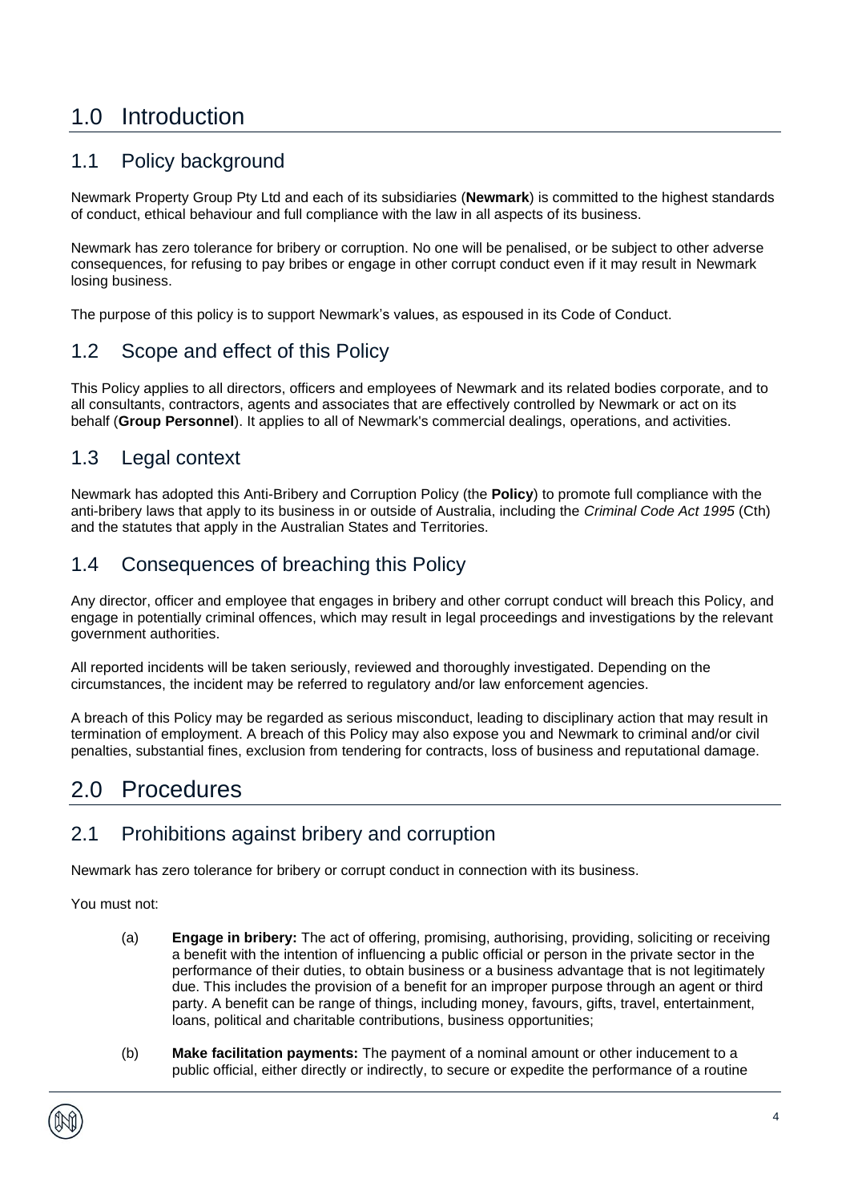# 1.0 Introduction

## 1.1 Policy background

Newmark Property Group Pty Ltd and each of its subsidiaries (**Newmark**) is committed to the highest standards of conduct, ethical behaviour and full compliance with the law in all aspects of its business.

Newmark has zero tolerance for bribery or corruption. No one will be penalised, or be subject to other adverse consequences, for refusing to pay bribes or engage in other corrupt conduct even if it may result in Newmark losing business.

The purpose of this policy is to support Newmark's values, as espoused in its Code of Conduct.

## 1.2 Scope and effect of this Policy

This Policy applies to all directors, officers and employees of Newmark and its related bodies corporate, and to all consultants, contractors, agents and associates that are effectively controlled by Newmark or act on its behalf (**Group Personnel**). It applies to all of Newmark's commercial dealings, operations, and activities.

## 1.3 Legal context

Newmark has adopted this Anti-Bribery and Corruption Policy (the **Policy**) to promote full compliance with the anti-bribery laws that apply to its business in or outside of Australia, including the *Criminal Code Act 1995* (Cth) and the statutes that apply in the Australian States and Territories.

## 1.4 Consequences of breaching this Policy

Any director, officer and employee that engages in bribery and other corrupt conduct will breach this Policy, and engage in potentially criminal offences, which may result in legal proceedings and investigations by the relevant government authorities.

All reported incidents will be taken seriously, reviewed and thoroughly investigated. Depending on the circumstances, the incident may be referred to regulatory and/or law enforcement agencies.

A breach of this Policy may be regarded as serious misconduct, leading to disciplinary action that may result in termination of employment. A breach of this Policy may also expose you and Newmark to criminal and/or civil penalties, substantial fines, exclusion from tendering for contracts, loss of business and reputational damage.

# 2.0 Procedures

## 2.1 Prohibitions against bribery and corruption

Newmark has zero tolerance for bribery or corrupt conduct in connection with its business.

You must not:

(a) **Engage in bribery:** The act of offering, promising, authorising, providing, soliciting or receiving a benefit with the intention of influencing a public official or person in the private sector in the performance of their duties, to obtain business or a business advantage that is not legitimately due. This includes the provision of a benefit for an improper purpose through an agent or third party. A benefit can be range of things, including money, favours, gifts, travel, entertainment, loans, political and charitable contributions, business opportunities;

(b) **Make facilitation payments:** The payment of a nominal amount or other inducement to a public official, either directly or indirectly, to secure or expedite the performance of a routine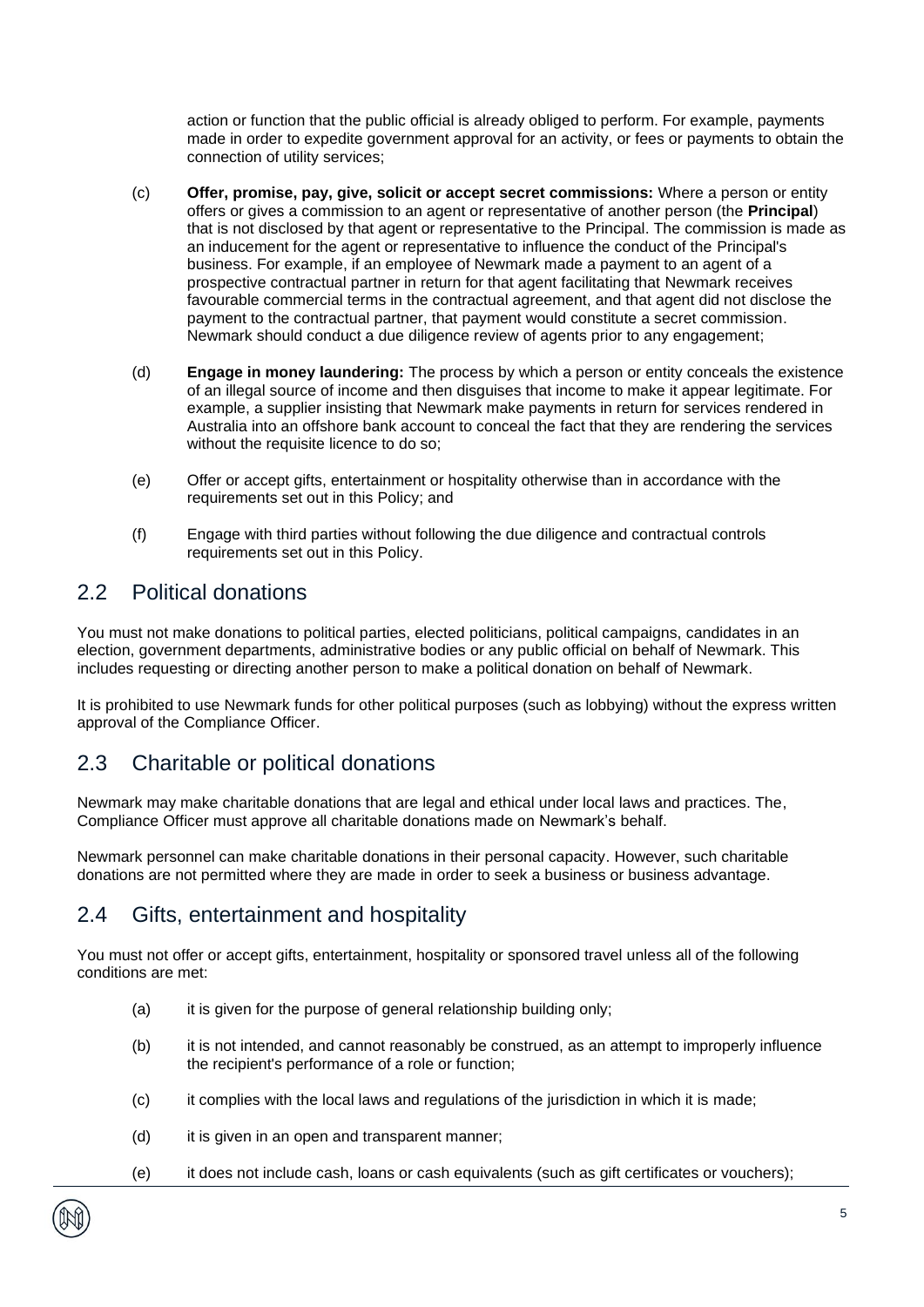action or function that the public official is already obliged to perform. For example, payments made in order to expedite government approval for an activity, or fees or payments to obtain the connection of utility services;

(c) **Offer, promise, pay, give, solicit or accept secret commissions:** Where a person or entity offers or gives a commission to an agent or representative of another person (the **Principal**) that is not disclosed by that agent or representative to the Principal. The commission is made as an inducement for the agent or representative to influence the conduct of the Principal's business. For example, if an employee of Newmark made a payment to an agent of a prospective contractual partner in return for that agent facilitating that Newmark receives favourable commercial terms in the contractual agreement, and that agent did not disclose the payment to the contractual partner, that payment would constitute a secret commission. Newmark should conduct a due diligence review of agents prior to any engagement;

(d) **Engage in money laundering:** The process by which a person or entity conceals the existence of an illegal source of income and then disguises that income to make it appear legitimate. For example, a supplier insisting that Newmark make payments in return for services rendered in Australia into an offshore bank account to conceal the fact that they are rendering the services without the requisite licence to do so;

(e) Offer or accept gifts, entertainment or hospitality otherwise than in accordance with the requirements set out in this Policy; and

(f) Engage with third parties without following the due diligence and contractual controls requirements set out in this Policy.

## 2.2 Political donations

You must not make donations to political parties, elected politicians, political campaigns, candidates in an election, government departments, administrative bodies or any public official on behalf of Newmark. This includes requesting or directing another person to make a political donation on behalf of Newmark.

It is prohibited to use Newmark funds for other political purposes (such as lobbying) without the express written approval of the Compliance Officer.

## 2.3 Charitable or political donations

Newmark may make charitable donations that are legal and ethical under local laws and practices. The, Compliance Officer must approve all charitable donations made on Newmark's behalf.

Newmark personnel can make charitable donations in their personal capacity. However, such charitable donations are not permitted where they are made in order to seek a business or business advantage.

## 2.4 Gifts, entertainment and hospitality

You must not offer or accept gifts, entertainment, hospitality or sponsored travel unless all of the following conditions are met:

(a) it is given for the purpose of general relationship building only;

(b) it is not intended, and cannot reasonably be construed, as an attempt to improperly influence the recipient's performance of a role or function;

(c) it complies with the local laws and regulations of the jurisdiction in which it is made;

(d) it is given in an open and transparent manner;

(e) it does not include cash, loans or cash equivalents (such as gift certificates or vouchers);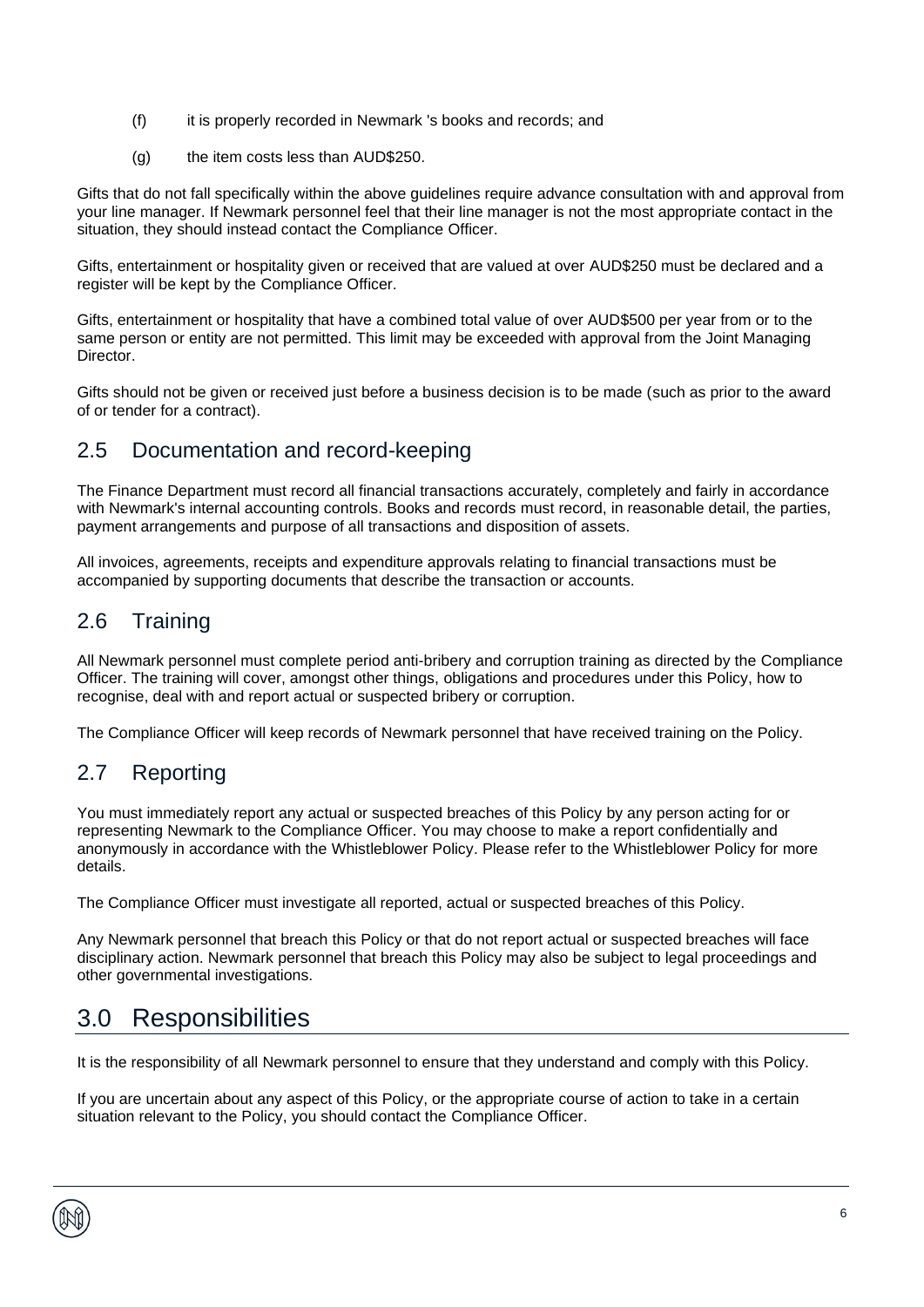(f) it is properly recorded in Newmark 's books and records; and

(g) the item costs less than AUD$250.

Gifts that do not fall specifically within the above guidelines require advance consultation with and approval from your line manager. If Newmark personnel feel that their line manager is not the most appropriate contact in the situation, they should instead contact the Compliance Officer.

Gifts, entertainment or hospitality given or received that are valued at over AUD$250 must be declared and a register will be kept by the Compliance Officer.

Gifts, entertainment or hospitality that have a combined total value of over AUD$500 per year from or to the same person or entity are not permitted. This limit may be exceeded with approval from the Joint Managing Director.

Gifts should not be given or received just before a business decision is to be made (such as prior to the award of or tender for a contract).

## 2.5 Documentation and record-keeping

The Finance Department must record all financial transactions accurately, completely and fairly in accordance with Newmark's internal accounting controls. Books and records must record, in reasonable detail, the parties, payment arrangements and purpose of all transactions and disposition of assets.

All invoices, agreements, receipts and expenditure approvals relating to financial transactions must be accompanied by supporting documents that describe the transaction or accounts.

## 2.6 Training

All Newmark personnel must complete period anti-bribery and corruption training as directed by the Compliance Officer. The training will cover, amongst other things, obligations and procedures under this Policy, how to recognise, deal with and report actual or suspected bribery or corruption.

The Compliance Officer will keep records of Newmark personnel that have received training on the Policy.

## 2.7 Reporting

You must immediately report any actual or suspected breaches of this Policy by any person acting for or representing Newmark to the Compliance Officer. You may choose to make a report confidentially and anonymously in accordance with the Whistleblower Policy. Please refer to the Whistleblower Policy for more details.

The Compliance Officer must investigate all reported, actual or suspected breaches of this Policy.

Any Newmark personnel that breach this Policy or that do not report actual or suspected breaches will face disciplinary action. Newmark personnel that breach this Policy may also be subject to legal proceedings and other governmental investigations.

# 3.0 Responsibilities

It is the responsibility of all Newmark personnel to ensure that they understand and comply with this Policy.

If you are uncertain about any aspect of this Policy, or the appropriate course of action to take in a certain situation relevant to the Policy, you should contact the Compliance Officer.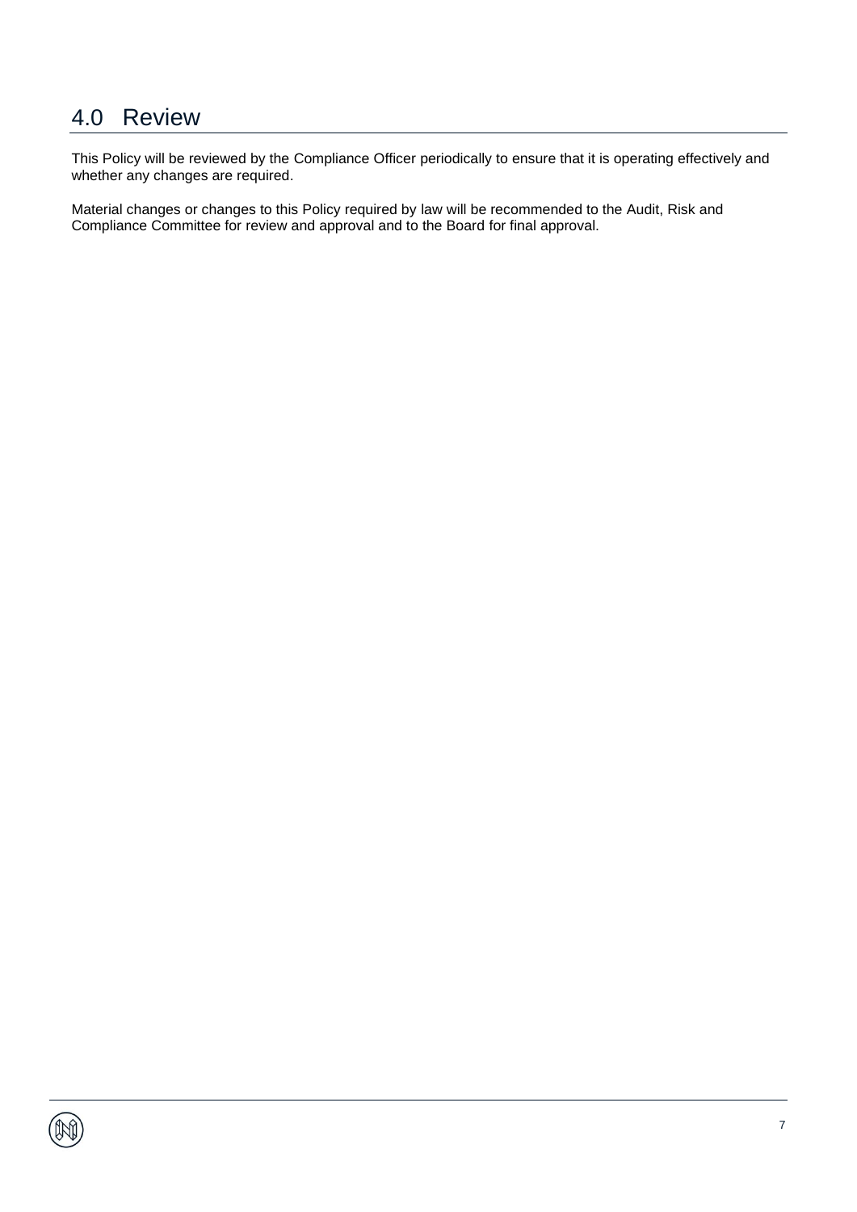## 4.0 Review

This Policy will be reviewed by the Compliance Officer periodically to ensure that it is operating effectively and whether any changes are required.

Material changes or changes to this Policy required by law will be recommended to the Audit, Risk and Compliance Committee for review and approval and to the Board for final approval.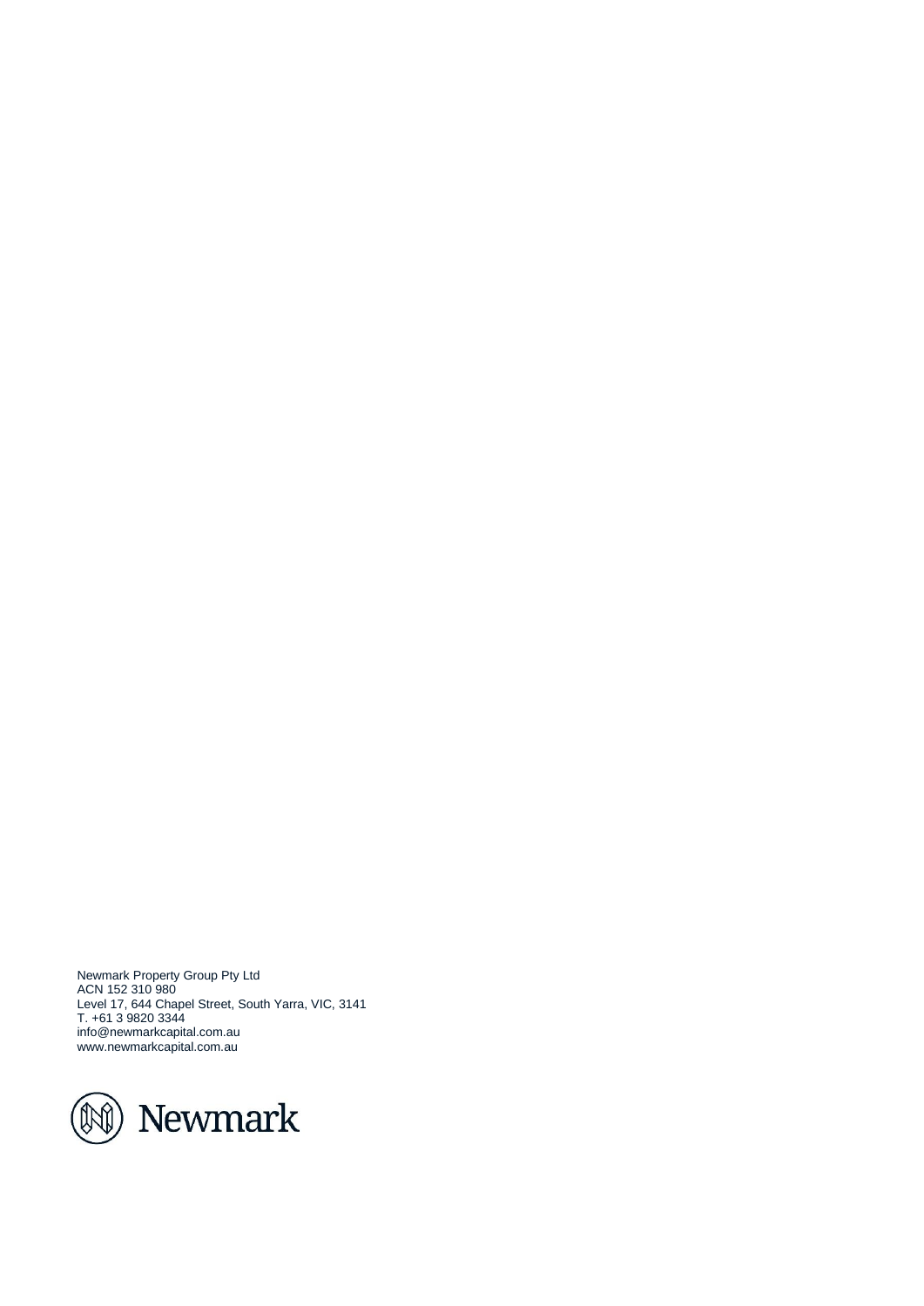Newmark Property Group Pty Ltd
ACN 152 310 980
Level 17, 644 Chapel Street, South Yarra, VIC, 3141
T. +61 3 9820 3344
info@newmarkcapital.com.au
www.newmarkcapital.com.au

Newmark